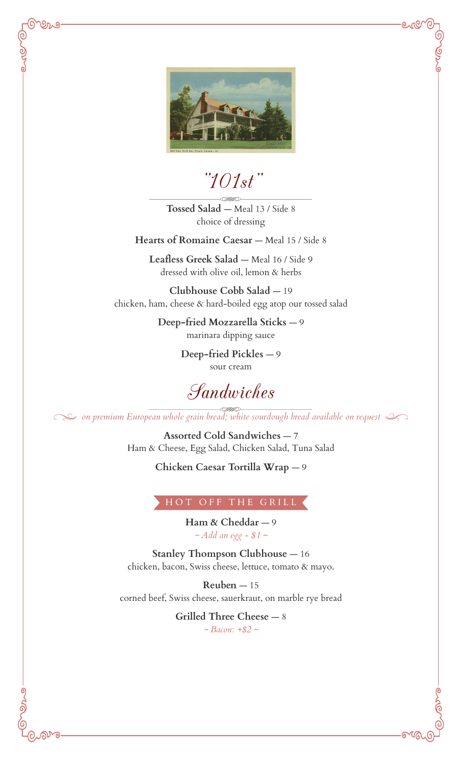# "101st"

**Tossed Salad** — Meal 13 / Side 8
choice of dressing

**Hearts of Romaine Caesar** — Meal 15 / Side 8

**Leafless Greek Salad** — Meal 16 / Side 9
dressed with olive oil, lemon & herbs

**Clubhouse Cobb Salad** — 19
chicken, ham, cheese & hard-boiled egg atop our tossed salad

**Deep-fried Mozzarella Sticks** — 9
marinara dipping sauce

**Deep-fried Pickles** — 9
sour cream

## Sandwiches

*on premium European whole grain bread; white sourdough bread available on request*

**Assorted Cold Sandwiches** — 7
Ham & Cheese, Egg Salad, Chicken Salad, Tuna Salad

**Chicken Caesar Tortilla Wrap** — 9

### HOT OFF THE GRILL

**Ham & Cheddar** — 9
*~ Add an egg - $1 ~*

**Stanley Thompson Clubhouse** — 16
chicken, bacon, Swiss cheese, lettuce, tomato & mayo.

**Reuben** — 15
corned beef, Swiss cheese, sauerkraut, on marble rye bread

**Grilled Three Cheese** — 8
*~ Bacon: +$2 ~*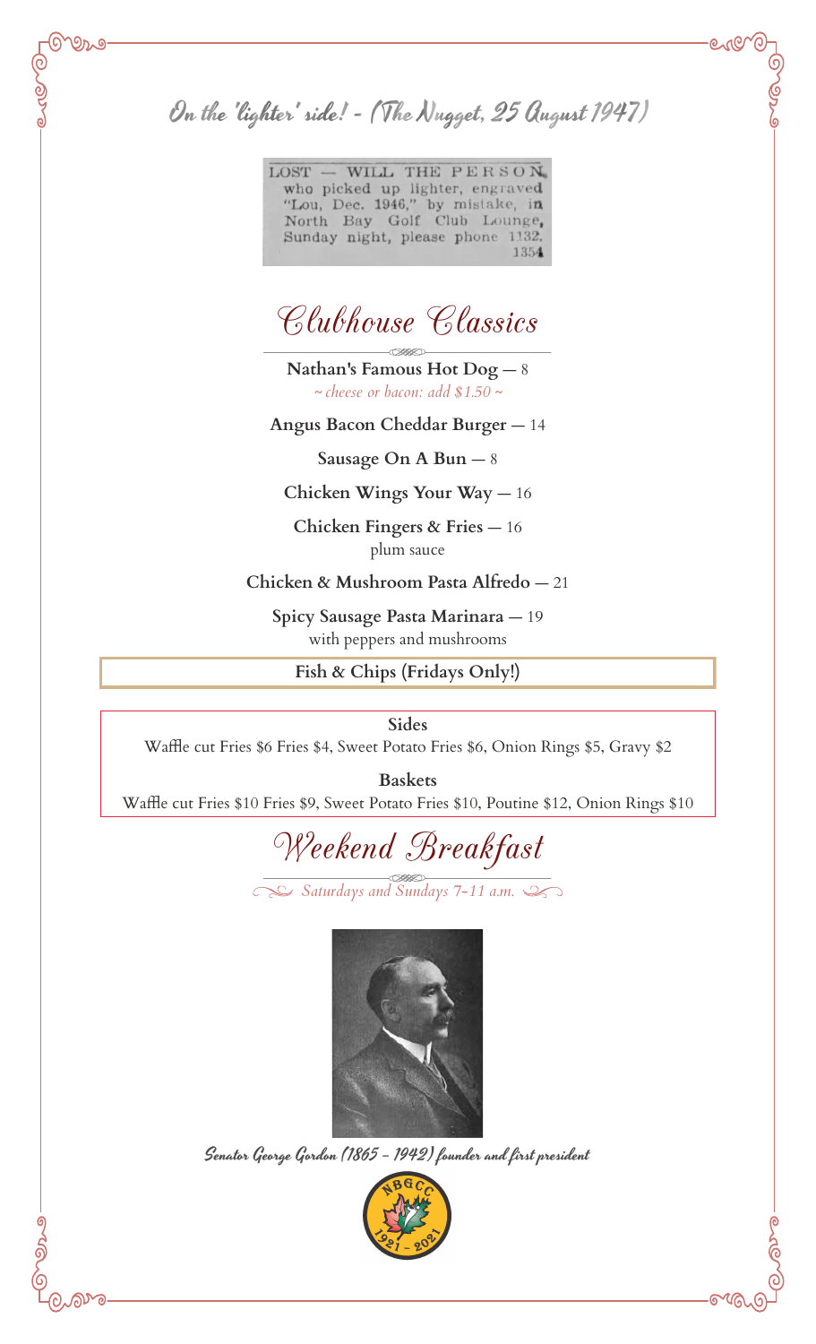## On the 'lighter' side! - (The Nugget, 25 August 1947)

LOST — WILL THE PERSON who picked up lighter, engraved "Lou, Dec. 1946," by mistake, in North Bay Golf Club Lounge, Sunday night, please phone 1132. 1354

# Clubhouse Classics

**Nathan's Famous Hot Dog** — 8
*~ cheese or bacon: add $1.50 ~*

**Angus Bacon Cheddar Burger** — 14

**Sausage On A Bun** — 8

**Chicken Wings Your Way** — 16

**Chicken Fingers & Fries** — 16
plum sauce

**Chicken & Mushroom Pasta Alfredo** — 21

**Spicy Sausage Pasta Marinara** — 19
with peppers and mushrooms

**Fish & Chips (Fridays Only!)**

**Sides**
Waffle cut Fries $6 Fries $4, Sweet Potato Fries $6, Onion Rings $5, Gravy $2

**Baskets**
Waffle cut Fries $10 Fries $9, Sweet Potato Fries $10, Poutine $12, Onion Rings $10

# Weekend Breakfast

*Saturdays and Sundays 7-11 a.m.*

Senator George Gordon (1865 - 1942) founder and first president

NBGCC 1921 - 2021